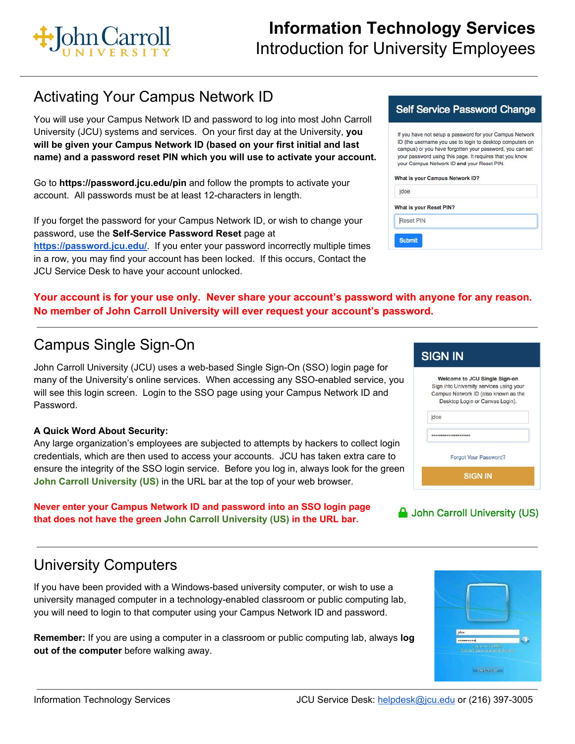# Information Technology Services

## Introduction for University Employees

## Activating Your Campus Network ID

You will use your Campus Network ID and password to log into most John Carroll University (JCU) systems and services. On your first day at the University, **you will be given your Campus Network ID (based on your first initial and last name) and a password reset PIN which you will use to activate your account.**

Go to **https://password.jcu.edu/pin** and follow the prompts to activate your account. All passwords must be at least 12-characters in length.

If you forget the password for your Campus Network ID, or wish to change your password, use the **Self-Service Password Reset** page at https://password.jcu.edu/. If you enter your password incorrectly multiple times in a row, you may find your account has been locked. If this occurs, Contact the JCU Service Desk to have your account unlocked.

**Self Service Password Change**

If you have not setup a password for your Campus Network ID (the username you use to login to desktop computers on campus) or you have forgotten your password, you can set your password using this page. It requires that you know your Campus Network ID **and** your Reset PIN.

What is your Campus Network ID?

What is your Reset PIN?

Submit

**Your account is for your use only. Never share your account's password with anyone for any reason. No member of John Carroll University will ever request your account's password.**

## Campus Single Sign-On

John Carroll University (JCU) uses a web-based Single Sign-On (SSO) login page for many of the University's online services. When accessing any SSO-enabled service, you will see this login screen. Login to the SSO page using your Campus Network ID and Password.

**SIGN IN**

Welcome to JCU Single Sign-on
Sign into University services using your Campus Network ID (also known as the Desktop Login or Canvas Login).

Forgot Your Password?

SIGN IN

**A Quick Word About Security:**
Any large organization's employees are subjected to attempts by hackers to collect login credentials, which are then used to access your accounts. JCU has taken extra care to ensure the integrity of the SSO login service. Before you log in, always look for the green **John Carroll University (US)** in the URL bar at the top of your web browser.

**Never enter your Campus Network ID and password into an SSO login page that does not have the green John Carroll University (US) in the URL bar.**

John Carroll University (US)

## University Computers

If you have been provided with a Windows-based university computer, or wish to use a university managed computer in a technology-enabled classroom or public computing lab, you will need to login to that computer using your Campus Network ID and password.

**Remember:** If you are using a computer in a classroom or public computing lab, always **log out of the computer** before walking away.

Information Technology Services — JCU Service Desk: helpdesk@jcu.edu or (216) 397-3005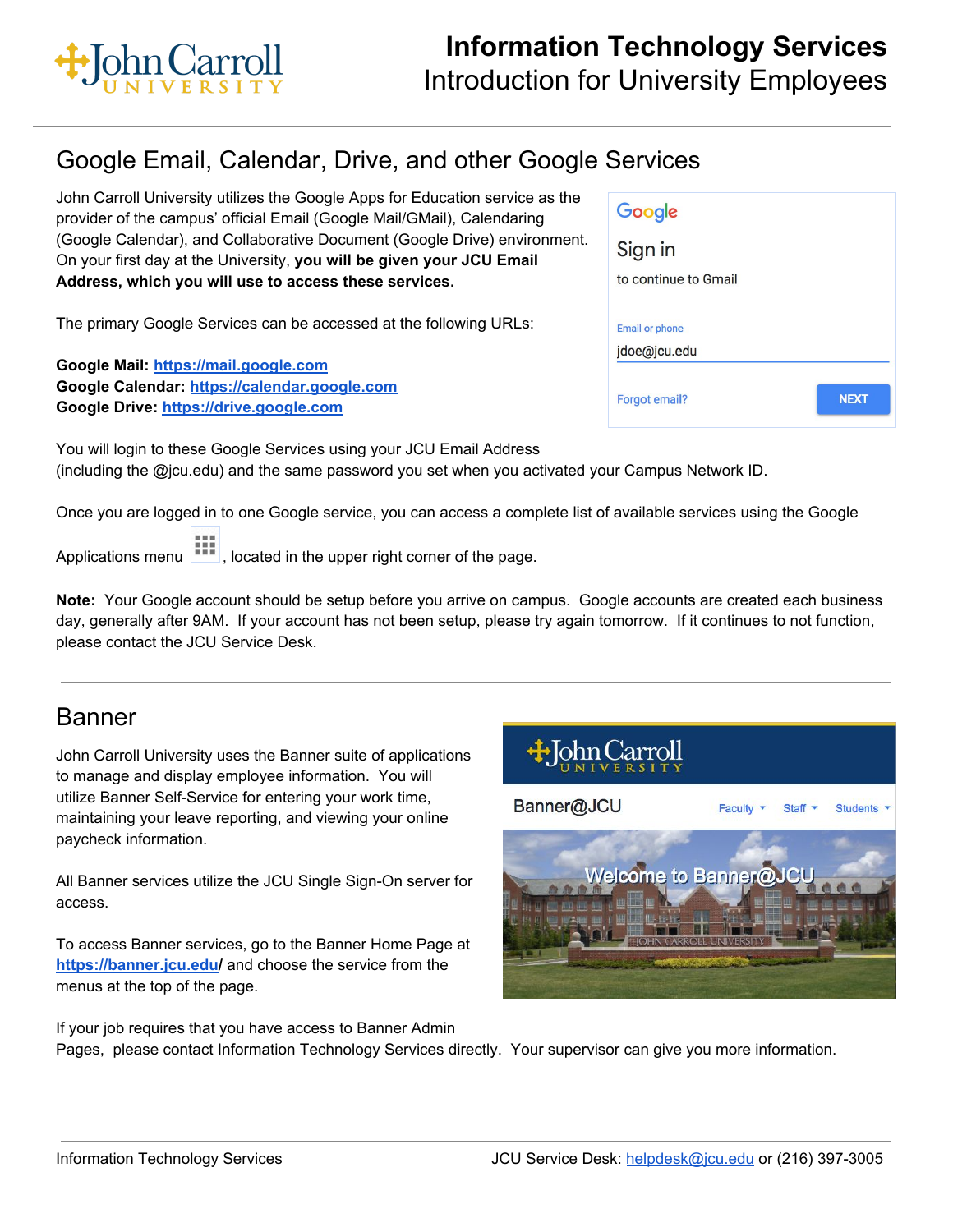# Information Technology Services

## Introduction for University Employees

## Google Email, Calendar, Drive, and other Google Services

John Carroll University utilizes the Google Apps for Education service as the provider of the campus' official Email (Google Mail/GMail), Calendaring (Google Calendar), and Collaborative Document (Google Drive) environment. On your first day at the University, **you will be given your JCU Email Address, which you will use to access these services.**

The primary Google Services can be accessed at the following URLs:

**Google Mail:** https://mail.google.com
**Google Calendar:** https://calendar.google.com
**Google Drive:** https://drive.google.com

You will login to these Google Services using your JCU Email Address (including the @jcu.edu) and the same password you set when you activated your Campus Network ID.

Once you are logged in to one Google service, you can access a complete list of available services using the Google Applications menu, located in the upper right corner of the page.

**Note:** Your Google account should be setup before you arrive on campus. Google accounts are created each business day, generally after 9AM. If your account has not been setup, please try again tomorrow. If it continues to not function, please contact the JCU Service Desk.

## Banner

John Carroll University uses the Banner suite of applications to manage and display employee information. You will utilize Banner Self-Service for entering your work time, maintaining your leave reporting, and viewing your online paycheck information.

All Banner services utilize the JCU Single Sign-On server for access.

To access Banner services, go to the Banner Home Page at https://banner.jcu.edu/ and choose the service from the menus at the top of the page.

If your job requires that you have access to Banner Admin Pages, please contact Information Technology Services directly. Your supervisor can give you more information.

Information Technology Services JCU Service Desk: helpdesk@jcu.edu or (216) 397-3005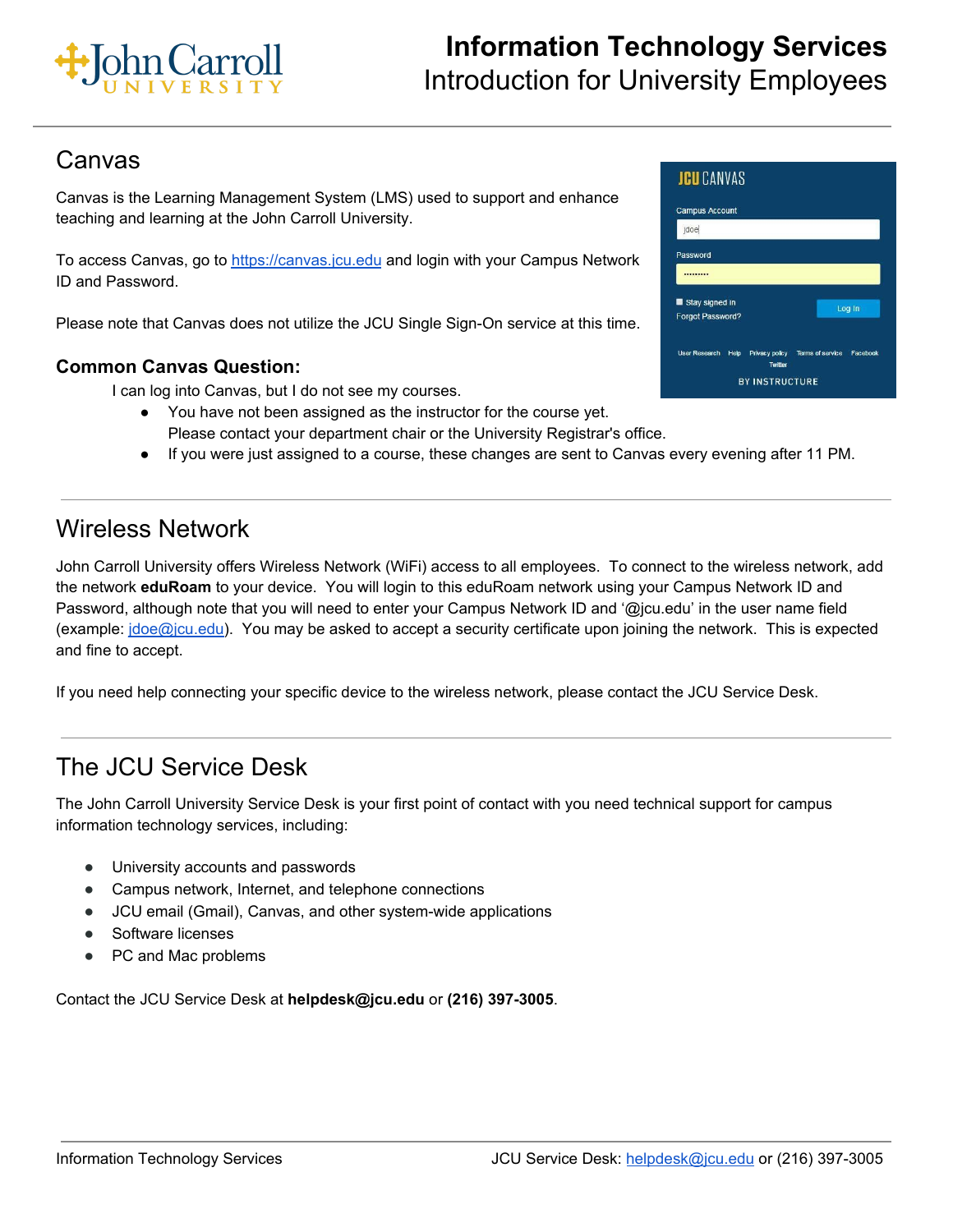# Information Technology Services

## Introduction for University Employees

## Canvas

Canvas is the Learning Management System (LMS) used to support and enhance teaching and learning at the John Carroll University.

To access Canvas, go to https://canvas.jcu.edu and login with your Campus Network ID and Password.

Please note that Canvas does not utilize the JCU Single Sign-On service at this time.

### Common Canvas Question:

I can log into Canvas, but I do not see my courses.

- You have not been assigned as the instructor for the course yet. Please contact your department chair or the University Registrar's office.
- If you were just assigned to a course, these changes are sent to Canvas every evening after 11 PM.

## Wireless Network

John Carroll University offers Wireless Network (WiFi) access to all employees. To connect to the wireless network, add the network **eduRoam** to your device. You will login to this eduRoam network using your Campus Network ID and Password, although note that you will need to enter your Campus Network ID and '@jcu.edu' in the user name field (example: jdoe@jcu.edu). You may be asked to accept a security certificate upon joining the network. This is expected and fine to accept.

If you need help connecting your specific device to the wireless network, please contact the JCU Service Desk.

## The JCU Service Desk

The John Carroll University Service Desk is your first point of contact with you need technical support for campus information technology services, including:

- University accounts and passwords
- Campus network, Internet, and telephone connections
- JCU email (Gmail), Canvas, and other system-wide applications
- Software licenses
- PC and Mac problems

Contact the JCU Service Desk at **helpdesk@jcu.edu** or **(216) 397-3005**.